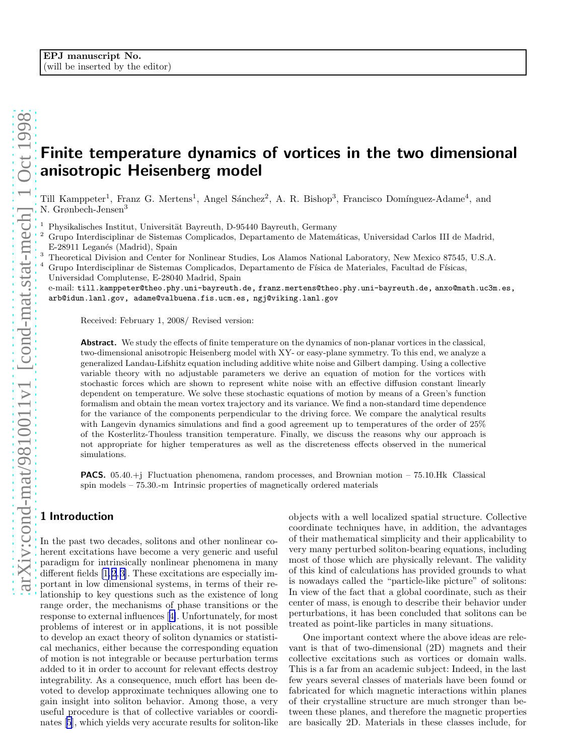EPJ manuscript No.
(will be inserted by the editor)

# Finite temperature dynamics of vortices in the two dimensional anisotropic Heisenberg model

Till Kamppeter[1], Franz G. Mertens[1], Angel Sánchez[2], A. R. Bishop[3], Francisco Domínguez-Adame[4], and N. Grønbech-Jensen[3]

[1] Physikalisches Institut, Universität Bayreuth, D-95440 Bayreuth, Germany

[2] Grupo Interdisciplinar de Sistemas Complicados, Departamento de Matemáticas, Universidad Carlos III de Madrid, E-28911 Leganés (Madrid), Spain

[3] Theoretical Division and Center for Nonlinear Studies, Los Alamos National Laboratory, New Mexico 87545, U.S.A.

[4] Grupo Interdisciplinar de Sistemas Complicados, Departamento de Física de Materiales, Facultad de Físicas, Universidad Complutense, E-28040 Madrid, Spain

e-mail: till.kamppeter@theo.phy.uni-bayreuth.de, franz.mertens@theo.phy.uni-bayreuth.de, anxo@math.uc3m.es, arb@idun.lanl.gov, adame@valbuena.fis.ucm.es, ngj@viking.lanl.gov

Received: February 1, 2008/ Revised version:

**Abstract.** We study the effects of finite temperature on the dynamics of non-planar vortices in the classical, two-dimensional anisotropic Heisenberg model with XY- or easy-plane symmetry. To this end, we analyze a generalized Landau-Lifshitz equation including additive white noise and Gilbert damping. Using a collective variable theory with no adjustable parameters we derive an equation of motion for the vortices with stochastic forces which are shown to represent white noise with an effective diffusion constant linearly dependent on temperature. We solve these stochastic equations of motion by means of a Green's function formalism and obtain the mean vortex trajectory and its variance. We find a non-standard time dependence for the variance of the components perpendicular to the driving force. We compare the analytical results with Langevin dynamics simulations and find a good agreement up to temperatures of the order of 25% of the Kosterlitz-Thouless transition temperature. Finally, we discuss the reasons why our approach is not appropriate for higher temperatures as well as the discreteness effects observed in the numerical simulations.

**PACS.** 05.40.+j Fluctuation phenomena, random processes, and Brownian motion – 75.10.Hk Classical spin models – 75.30.-m Intrinsic properties of magnetically ordered materials

## 1 Introduction

In the past two decades, solitons and other nonlinear coherent excitations have become a very generic and useful paradigm for intrinsically nonlinear phenomena in many different fields [1,2,3]. These excitations are especially important in low dimensional systems, in terms of their relationship to key questions such as the existence of long range order, the mechanisms of phase transitions or the response to external influences [4]. Unfortunately, for most problems of interest or in applications, it is not possible to develop an exact theory of soliton dynamics or statistical mechanics, either because the corresponding equation of motion is not integrable or because perturbation terms added to it in order to account for relevant effects destroy integrability. As a consequence, much effort has been devoted to develop approximate techniques allowing one to gain insight into soliton behavior. Among those, a very useful procedure is that of collective variables or coordinates [5], which yields very accurate results for soliton-like objects with a well localized spatial structure. Collective coordinate techniques have, in addition, the advantages of their mathematical simplicity and their applicability to very many perturbed soliton-bearing equations, including most of those which are physically relevant. The validity of this kind of calculations has provided grounds to what is nowadays called the "particle-like picture" of solitons: In view of the fact that a global coordinate, such as their center of mass, is enough to describe their behavior under perturbations, it has been concluded that solitons can be treated as point-like particles in many situations.

One important context where the above ideas are relevant is that of two-dimensional (2D) magnets and their collective excitations such as vortices or domain walls. This is a far from an academic subject: Indeed, in the last few years several classes of materials have been found or fabricated for which magnetic interactions within planes of their crystalline structure are much stronger than between these planes, and therefore the magnetic properties are basically 2D. Materials in these classes include, for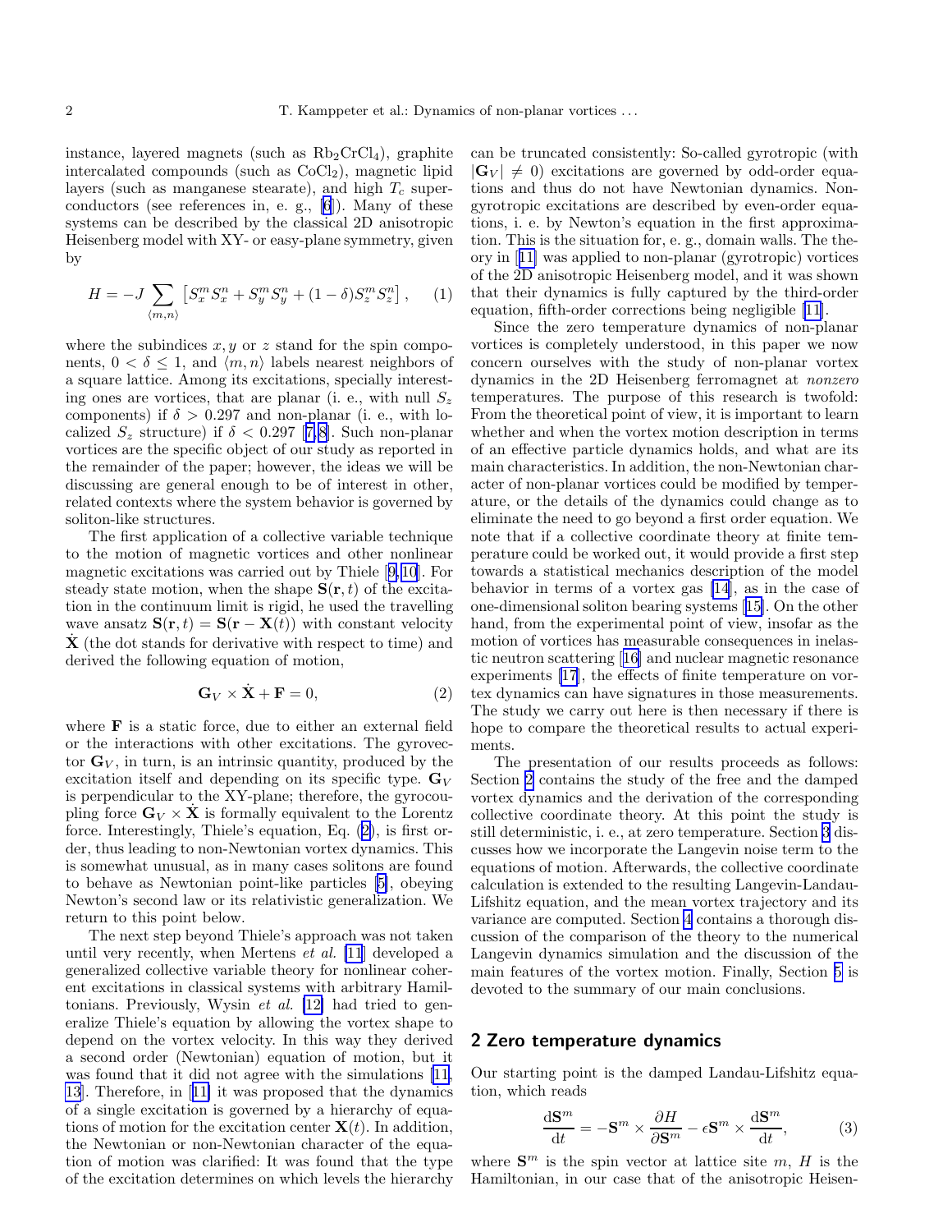instance, layered magnets (such as $Rb_2CrCl_4$), graphite intercalated compounds (such as $CoCl_2$), magnetic lipid layers (such as manganese stearate), and high $T_c$ superconductors (see references in, e. g., [6]). Many of these systems can be described by the classical 2D anisotropic Heisenberg model with XY- or easy-plane symmetry, given by

$$H = -J \sum_{\langle m,n \rangle} \left[ S_x^m S_x^n + S_y^m S_y^n + (1-\delta) S_z^m S_z^n \right], \qquad (1)$$

where the subindices $x, y$ or $z$ stand for the spin components, $0 < \delta \leq 1$, and $\langle m, n \rangle$ labels nearest neighbors of a square lattice. Among its excitations, specially interesting ones are vortices, that are planar (i. e., with null $S_z$ components) if $\delta > 0.297$ and non-planar (i. e., with localized $S_z$ structure) if $\delta < 0.297$ [7,8]. Such non-planar vortices are the specific object of our study as reported in the remainder of the paper; however, the ideas we will be discussing are general enough to be of interest in other, related contexts where the system behavior is governed by soliton-like structures.

The first application of a collective variable technique to the motion of magnetic vortices and other nonlinear magnetic excitations was carried out by Thiele [9,10]. For steady state motion, when the shape $\mathbf{S}(\mathbf{r}, t)$ of the excitation in the continuum limit is rigid, he used the travelling wave ansatz $\mathbf{S}(\mathbf{r}, t) = \mathbf{S}(\mathbf{r} - \mathbf{X}(t))$ with constant velocity $\dot{\mathbf{X}}$ (the dot stands for derivative with respect to time) and derived the following equation of motion,

$$\mathbf{G}_V \times \dot{\mathbf{X}} + \mathbf{F} = 0, \qquad (2)$$

where $\mathbf{F}$ is a static force, due to either an external field or the interactions with other excitations. The gyrovector $\mathbf{G}_V$, in turn, is an intrinsic quantity, produced by the excitation itself and depending on its specific type. $\mathbf{G}_V$ is perpendicular to the XY-plane; therefore, the gyrocoupling force $\mathbf{G}_V \times \dot{\mathbf{X}}$ is formally equivalent to the Lorentz force. Interestingly, Thiele's equation, Eq. (2), is first order, thus leading to non-Newtonian vortex dynamics. This is somewhat unusual, as in many cases solitons are found to behave as Newtonian point-like particles [5], obeying Newton's second law or its relativistic generalization. We return to this point below.

The next step beyond Thiele's approach was not taken until very recently, when Mertens *et al.* [11] developed a generalized collective variable theory for nonlinear coherent excitations in classical systems with arbitrary Hamiltonians. Previously, Wysin *et al.* [12] had tried to generalize Thiele's equation by allowing the vortex shape to depend on the vortex velocity. In this way they derived a second order (Newtonian) equation of motion, but it was found that it did not agree with the simulations [11, 13]. Therefore, in [11] it was proposed that the dynamics of a single excitation is governed by a hierarchy of equations of motion for the excitation center $\mathbf{X}(t)$. In addition, the Newtonian or non-Newtonian character of the equation of motion was clarified: It was found that the type of the excitation determines on which levels the hierarchy can be truncated consistently: So-called gyrotropic (with $|\mathbf{G}_V| \neq 0$) excitations are governed by odd-order equations and thus do not have Newtonian dynamics. Non-gyrotropic excitations are described by even-order equations, i. e. by Newton's equation in the first approximation. This is the situation for, e. g., domain walls. The theory in [11] was applied to non-planar (gyrotropic) vortices of the 2D anisotropic Heisenberg model, and it was shown that their dynamics is fully captured by the third-order equation, fifth-order corrections being negligible [11].

Since the zero temperature dynamics of non-planar vortices is completely understood, in this paper we now concern ourselves with the study of non-planar vortex dynamics in the 2D Heisenberg ferromagnet at *nonzero* temperatures. The purpose of this research is twofold: From the theoretical point of view, it is important to learn whether and when the vortex motion description in terms of an effective particle dynamics holds, and what are its main characteristics. In addition, the non-Newtonian character of non-planar vortices could be modified by temperature, or the details of the dynamics could change as to eliminate the need to go beyond a first order equation. We note that if a collective coordinate theory at finite temperature could be worked out, it would provide a first step towards a statistical mechanics description of the model behavior in terms of a vortex gas [14], as in the case of one-dimensional soliton bearing systems [15]. On the other hand, from the experimental point of view, insofar as the motion of vortices has measurable consequences in inelastic neutron scattering [16] and nuclear magnetic resonance experiments [17], the effects of finite temperature on vortex dynamics can have signatures in those measurements. The study we carry out here is then necessary if there is hope to compare the theoretical results to actual experiments.

The presentation of our results proceeds as follows: Section 2 contains the study of the free and the damped vortex dynamics and the derivation of the corresponding collective coordinate theory. At this point the study is still deterministic, i. e., at zero temperature. Section 3 discusses how we incorporate the Langevin noise term to the equations of motion. Afterwards, the collective coordinate calculation is extended to the resulting Langevin-Landau-Lifshitz equation, and the mean vortex trajectory and its variance are computed. Section 4 contains a thorough discussion of the comparison of the theory to the numerical Langevin dynamics simulation and the discussion of the main features of the vortex motion. Finally, Section 5 is devoted to the summary of our main conclusions.

## 2 Zero temperature dynamics

Our starting point is the damped Landau-Lifshitz equation, which reads

$$\frac{\mathrm{d}\mathbf{S}^m}{\mathrm{d}t} = -\mathbf{S}^m \times \frac{\partial H}{\partial \mathbf{S}^m} - \epsilon \mathbf{S}^m \times \frac{\mathrm{d}\mathbf{S}^m}{\mathrm{d}t}, \qquad (3)$$

where $\mathbf{S}^m$ is the spin vector at lattice site $m$, $H$ is the Hamiltonian, in our case that of the anisotropic Heisen-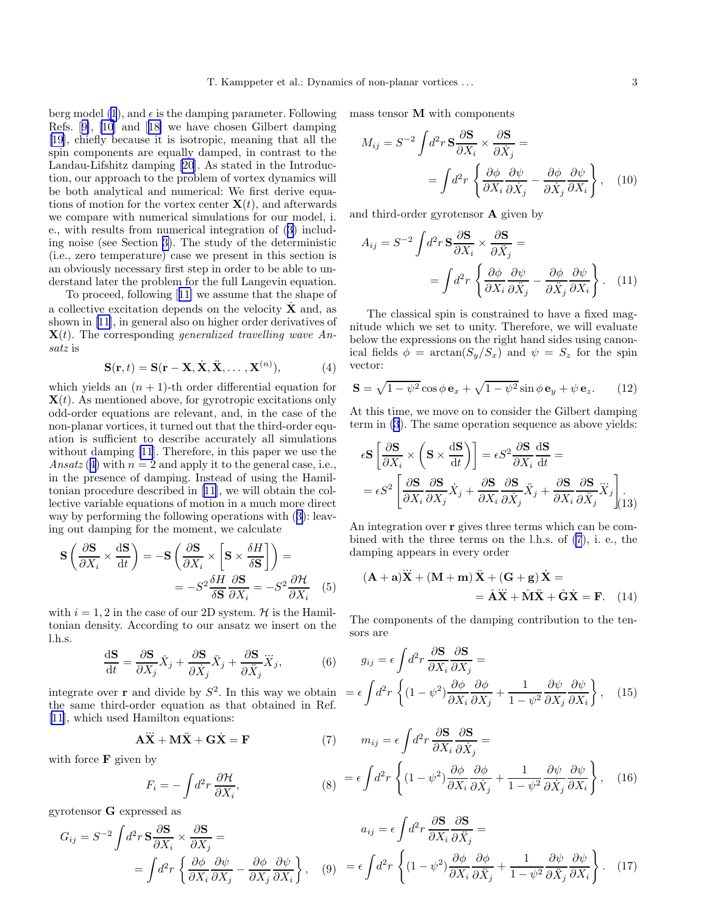berg model (1), and $\epsilon$ is the damping parameter. Following Refs. [9], [10] and [18] we have chosen Gilbert damping [19], chiefly because it is isotropic, meaning that all the spin components are equally damped, in contrast to the Landau-Lifshitz damping [20]. As stated in the Introduction, our approach to the problem of vortex dynamics will be both analytical and numerical: We first derive equations of motion for the vortex center $\mathbf{X}(t)$, and afterwards we compare with numerical simulations for our model, i. e., with results from numerical integration of (3) including noise (see Section 3). The study of the deterministic (i.e., zero temperature) case we present in this section is an obviously necessary first step in order to be able to understand later the problem for the full Langevin equation.

To proceed, following [11] we assume that the shape of a collective excitation depends on the velocity $\dot{\mathbf{X}}$ and, as shown in [11], in general also on higher order derivatives of $\mathbf{X}(t)$. The corresponding *generalized travelling wave Ansatz* is

$$\mathbf{S}(\mathbf{r},t) = \mathbf{S}(\mathbf{r}-\mathbf{X}, \dot{\mathbf{X}}, \ddot{\mathbf{X}}, \ldots, \mathbf{X}^{(n)}), \tag{4}$$

which yields an $(n+1)$-th order differential equation for $\mathbf{X}(t)$. As mentioned above, for gyrotropic excitations only odd-order equations are relevant, and, in the case of the non-planar vortices, it turned out that the third-order equation is sufficient to describe accurately all simulations without damping [11]. Therefore, in this paper we use the *Ansatz* (4) with $n=2$ and apply it to the general case, i.e., in the presence of damping. Instead of using the Hamiltonian procedure described in [11], we will obtain the collective variable equations of motion in a much more direct way by performing the following operations with (3): leaving out damping for the moment, we calculate

$$\mathbf{S}\left(\frac{\partial \mathbf{S}}{\partial X_i} \times \frac{\mathrm{d}\mathbf{S}}{\mathrm{d}t}\right) = -\mathbf{S}\left(\frac{\partial \mathbf{S}}{\partial X_i} \times \left[\mathbf{S} \times \frac{\delta H}{\delta \mathbf{S}}\right]\right) = = -S^2 \frac{\delta H}{\delta \mathbf{S}} \frac{\partial \mathbf{S}}{\partial X_i} = -S^2 \frac{\partial \mathcal{H}}{\partial X_i} \tag{5}$$

with $i = 1,2$ in the case of our 2D system. $\mathcal{H}$ is the Hamiltonian density. According to our ansatz we insert on the l.h.s.

$$\frac{\mathrm{d}\mathbf{S}}{\mathrm{d}t} = \frac{\partial \mathbf{S}}{\partial X_j}\dot{X}_j + \frac{\partial \mathbf{S}}{\partial \dot{X}_j}\ddot{X}_j + \frac{\partial \mathbf{S}}{\partial \ddot{X}_j}\dddot{X}_j, \tag{6}$$

integrate over $\mathbf{r}$ and divide by $S^2$. In this way we obtain the same third-order equation as that obtained in Ref. [11], which used Hamilton equations:

$$\mathbf{A}\dddot{\mathbf{X}} + \mathbf{M}\ddot{\mathbf{X}} + \mathbf{G}\dot{\mathbf{X}} = \mathbf{F} \tag{7}$$

with force $\mathbf{F}$ given by

$$F_i = -\int d^2r \, \frac{\partial \mathcal{H}}{\partial X_i}, \tag{8}$$

gyrotensor $\mathbf{G}$ expressed as

$$G_{ij} = S^{-2}\int d^2r \, \mathbf{S}\frac{\partial \mathbf{S}}{\partial X_i} \times \frac{\partial \mathbf{S}}{\partial X_j} = = \int d^2r \left\{ \frac{\partial \phi}{\partial X_i}\frac{\partial \psi}{\partial X_j} - \frac{\partial \phi}{\partial X_j}\frac{\partial \psi}{\partial X_i} \right\}, \tag{9}$$

mass tensor $\mathbf{M}$ with components

$$M_{ij} = S^{-2}\int d^2r \, \mathbf{S}\frac{\partial \mathbf{S}}{\partial X_i} \times \frac{\partial \mathbf{S}}{\partial \dot{X}_j} = = \int d^2r \left\{ \frac{\partial \phi}{\partial X_i}\frac{\partial \psi}{\partial \dot{X}_j} - \frac{\partial \phi}{\partial \dot{X}_j}\frac{\partial \psi}{\partial X_i} \right\}, \tag{10}$$

and third-order gyrotensor $\mathbf{A}$ given by

$$A_{ij} = S^{-2}\int d^2r \, \mathbf{S}\frac{\partial \mathbf{S}}{\partial X_i} \times \frac{\partial \mathbf{S}}{\partial \ddot{X}_j} = = \int d^2r \left\{ \frac{\partial \phi}{\partial X_i}\frac{\partial \psi}{\partial \ddot{X}_j} - \frac{\partial \phi}{\partial \ddot{X}_j}\frac{\partial \psi}{\partial X_i} \right\}. \tag{11}$$

The classical spin is constrained to have a fixed magnitude which we set to unity. Therefore, we will evaluate below the expressions on the right hand sides using canonical fields $\phi = \arctan(S_y/S_x)$ and $\psi = S_z$ for the spin vector:

$$\mathbf{S} = \sqrt{1-\psi^2}\cos\phi \, \mathbf{e}_x + \sqrt{1-\psi^2}\sin\phi \, \mathbf{e}_y + \psi \, \mathbf{e}_z. \tag{12}$$

At this time, we move on to consider the Gilbert damping term in (3). The same operation sequence as above yields:

$$\epsilon \mathbf{S}\left[\frac{\partial \mathbf{S}}{\partial X_i} \times \left(\mathbf{S} \times \frac{\mathrm{d}\mathbf{S}}{\mathrm{d}t}\right)\right] = \epsilon S^2 \frac{\partial \mathbf{S}}{\partial X_i}\frac{\mathrm{d}\mathbf{S}}{\mathrm{d}t} = = \epsilon S^2 \left[\frac{\partial \mathbf{S}}{\partial X_i}\frac{\partial \mathbf{S}}{\partial X_j}\dot{X}_j + \frac{\partial \mathbf{S}}{\partial X_i}\frac{\partial \mathbf{S}}{\partial \dot{X}_j}\ddot{X}_j + \frac{\partial \mathbf{S}}{\partial X_i}\frac{\partial \mathbf{S}}{\partial \ddot{X}_j}\dddot{X}_j\right]. \tag{13}$$

An integration over $\mathbf{r}$ gives three terms which can be combined with the three terms on the l.h.s. of (7), i. e., the damping appears in every order

$$(\mathbf{A}+\mathbf{a})\dddot{\mathbf{X}} + (\mathbf{M}+\mathbf{m})\,\ddot{\mathbf{X}} + (\mathbf{G}+\mathbf{g})\,\dot{\mathbf{X}} = = \hat{\mathbf{A}}\dddot{\mathbf{X}} + \hat{\mathbf{M}}\ddot{\mathbf{X}} + \hat{\mathbf{G}}\dot{\mathbf{X}} = \mathbf{F}. \tag{14}$$

The components of the damping contribution to the tensors are

$$g_{ij} = \epsilon\int d^2r \, \frac{\partial \mathbf{S}}{\partial X_i}\frac{\partial \mathbf{S}}{\partial X_j} = = \epsilon\int d^2r \left\{ (1-\psi^2)\frac{\partial \phi}{\partial X_i}\frac{\partial \phi}{\partial X_j} + \frac{1}{1-\psi^2}\frac{\partial \psi}{\partial X_j}\frac{\partial \psi}{\partial X_i} \right\}, \tag{15}$$

$$m_{ij} = \epsilon\int d^2r \, \frac{\partial \mathbf{S}}{\partial X_i}\frac{\partial \mathbf{S}}{\partial \dot{X}_j} = = \epsilon\int d^2r \left\{ (1-\psi^2)\frac{\partial \phi}{\partial X_i}\frac{\partial \phi}{\partial \dot{X}_j} + \frac{1}{1-\psi^2}\frac{\partial \psi}{\partial \dot{X}_j}\frac{\partial \psi}{\partial X_i} \right\}, \tag{16}$$

$$a_{ij} = \epsilon\int d^2r \, \frac{\partial \mathbf{S}}{\partial X_i}\frac{\partial \mathbf{S}}{\partial \ddot{X}_j} = = \epsilon\int d^2r \left\{ (1-\psi^2)\frac{\partial \phi}{\partial X_i}\frac{\partial \phi}{\partial \ddot{X}_j} + \frac{1}{1-\psi^2}\frac{\partial \psi}{\partial \ddot{X}_j}\frac{\partial \psi}{\partial X_i} \right\}. \tag{17}$$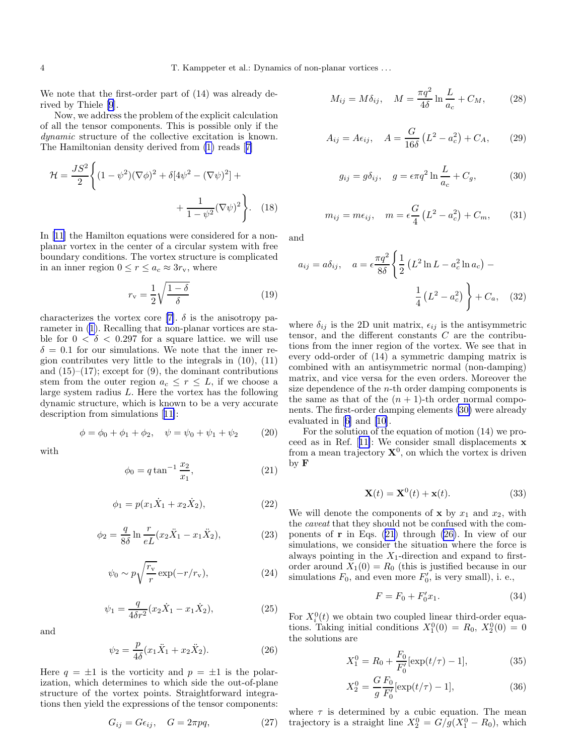We note that the first-order part of (14) was already derived by Thiele [9].

Now, we address the problem of the explicit calculation of all the tensor components. This is possible only if the *dynamic* structure of the collective excitation is known. The Hamiltonian density derived from (1) reads [7]

$$\mathcal{H} = \frac{JS^2}{2}\left\{(1-\psi^2)(\nabla\phi)^2 + \delta[4\psi^2 - (\nabla\psi)^2] + \right. \\ \left. + \frac{1}{1-\psi^2}(\nabla\psi)^2\right\}. \quad (18)$$

In [11] the Hamilton equations were considered for a non-planar vortex in the center of a circular system with free boundary conditions. The vortex structure is complicated in an inner region $0 \le r \le a_c \approx 3r_\mathrm{v}$, where

$$r_\mathrm{v} = \frac{1}{2}\sqrt{\frac{1-\delta}{\delta}} \quad (19)$$

characterizes the vortex core [7]. $\delta$ is the anisotropy parameter in (1). Recalling that non-planar vortices are stable for $0 < \delta < 0.297$ for a square lattice. we will use $\delta = 0.1$ for our simulations. We note that the inner region contributes very little to the integrals in (10), (11) and (15)–(17); except for (9), the dominant contributions stem from the outer region $a_c \le r \le L$, if we choose a large system radius $L$. Here the vortex has the following dynamic structure, which is known to be a very accurate description from simulations [11]:

$$\phi = \phi_0 + \phi_1 + \phi_2, \quad \psi = \psi_0 + \psi_1 + \psi_2 \quad (20)$$

with

$$\phi_0 = q\tan^{-1}\frac{x_2}{x_1}, \quad (21)$$

$$\phi_1 = p(x_1\dot{X}_1 + x_2\dot{X}_2), \quad (22)$$

$$\phi_2 = \frac{q}{8\delta}\ln\frac{r}{eL}(x_2\ddot{X}_1 - x_1\ddot{X}_2), \quad (23)$$

$$\psi_0 \sim p\sqrt{\frac{r_\mathrm{v}}{r}}\exp(-r/r_\mathrm{v}), \quad (24)$$

$$\psi_1 = \frac{q}{4\delta r^2}(x_2\dot{X}_1 - x_1\dot{X}_2), \quad (25)$$

and

$$\psi_2 = \frac{p}{4\delta}(x_1\ddot{X}_1 + x_2\ddot{X}_2). \quad (26)$$

Here $q = \pm 1$ is the vorticity and $p = \pm 1$ is the polarization, which determines to which side the out-of-plane structure of the vortex points. Straightforward integrations then yield the expressions of the tensor components:

$$G_{ij} = G\epsilon_{ij}, \quad G = 2\pi pq, \quad (27)$$

$$M_{ij} = M\delta_{ij}, \quad M = \frac{\pi q^2}{4\delta}\ln\frac{L}{a_c} + C_M, \quad (28)$$

$$A_{ij} = A\epsilon_{ij}, \quad A = \frac{G}{16\delta}\left(L^2 - a_c^2\right) + C_A, \quad (29)$$

$$g_{ij} = g\delta_{ij}, \quad g = \epsilon\pi q^2\ln\frac{L}{a_c} + C_g, \quad (30)$$

$$m_{ij} = m\epsilon_{ij}, \quad m = \epsilon\frac{G}{4}\left(L^2 - a_c^2\right) + C_m, \quad (31)$$

and

$$a_{ij} = a\delta_{ij}, \quad a = \epsilon\frac{\pi q^2}{8\delta}\left\{\frac{1}{2}\left(L^2\ln L - a_c^2\ln a_c\right) - \right. \\ \left. \frac{1}{4}\left(L^2 - a_c^2\right)\right\} + C_a, \quad (32)$$

where $\delta_{ij}$ is the 2D unit matrix, $\epsilon_{ij}$ is the antisymmetric tensor, and the different constants $C$ are the contributions from the inner region of the vortex. We see that in every odd-order of (14) a symmetric damping matrix is combined with an antisymmetric normal (non-damping) matrix, and vice versa for the even orders. Moreover the size dependence of the $n$-th order damping components is the same as that of the $(n+1)$-th order normal components. The first-order damping elements (30) were already evaluated in [6] and [10].

For the solution of the equation of motion (14) we proceed as in Ref. [11]: We consider small displacements $\mathbf{x}$ from a mean trajectory $\mathbf{X}^0$, on which the vortex is driven by $\mathbf{F}$

$$\mathbf{X}(t) = \mathbf{X}^0(t) + \mathbf{x}(t). \quad (33)$$

We will denote the components of $\mathbf{x}$ by $x_1$ and $x_2$, with the *caveat* that they should not be confused with the components of $\mathbf{r}$ in Eqs. (21) through (26). In view of our simulations, we consider the situation where the force is always pointing in the $X_1$-direction and expand to first-order around $X_1(0) = R_0$ (this is justified because in our simulations $F_0$, and even more $F_0'$, is very small), i. e.,

$$F = F_0 + F_0' x_1. \quad (34)$$

For $X_i^0(t)$ we obtain two coupled linear third-order equations. Taking initial conditions $X_1^0(0) = R_0$, $X_2^0(0) = 0$ the solutions are

$$X_1^0 = R_0 + \frac{F_0}{F_0'}[\exp(t/\tau) - 1], \quad (35)$$

$$X_2^0 = \frac{G}{g}\frac{F_0}{F_0'}[\exp(t/\tau) - 1], \quad (36)$$

where $\tau$ is determined by a cubic equation. The mean trajectory is a straight line $X_2^0 = G/g(X_1^0 - R_0)$, which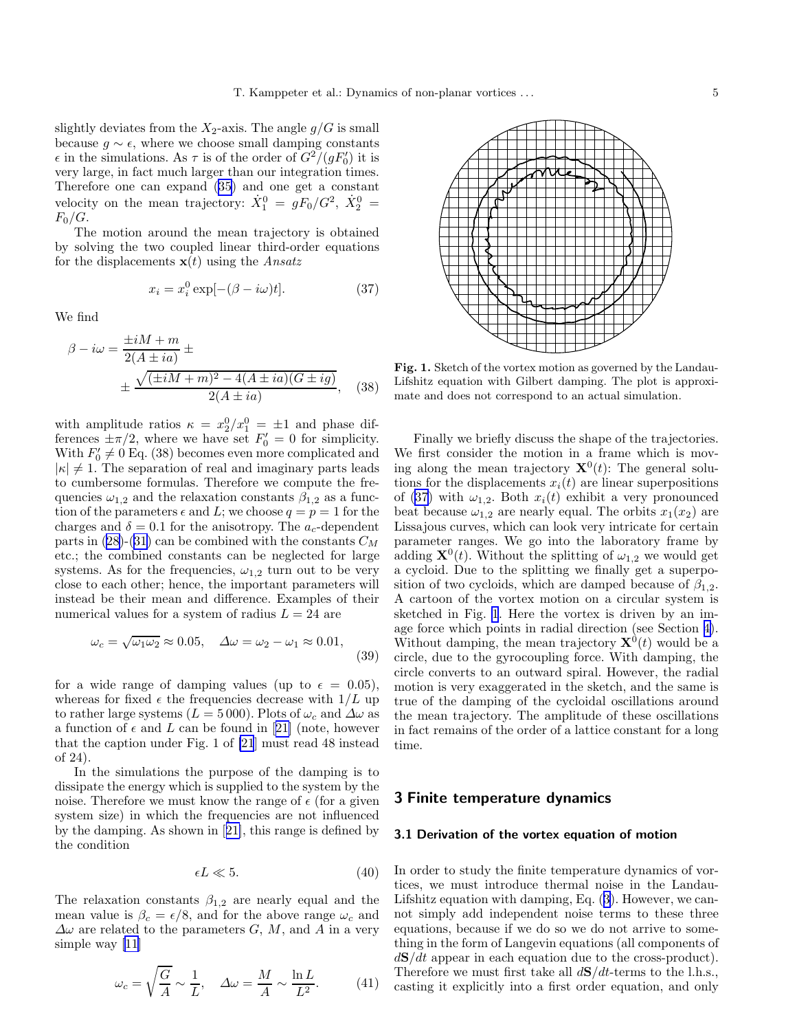slightly deviates from the $X_2$-axis. The angle $g/G$ is small because $g \sim \epsilon$, where we choose small damping constants $\epsilon$ in the simulations. As $\tau$ is of the order of $G^2/(gF_0')$ it is very large, in fact much larger than our integration times. Therefore one can expand (35) and one get a constant velocity on the mean trajectory: $\dot{X}_1^0 = gF_0/G^2$, $\dot{X}_2^0 = F_0/G$.

The motion around the mean trajectory is obtained by solving the two coupled linear third-order equations for the displacements $\mathbf{x}(t)$ using the *Ansatz*

$$x_i = x_i^0 \exp[-(\beta - i\omega)t]. \tag{37}$$

We find

$$\beta - i\omega = \frac{\pm iM + m}{2(A \pm ia)} \pm \\ \pm \frac{\sqrt{(\pm iM + m)^2 - 4(A \pm ia)(G \pm ig)}}{2(A \pm ia)}, \tag{38}$$

with amplitude ratios $\kappa = x_2^0/x_1^0 = \pm 1$ and phase differences $\pm\pi/2$, where we have set $F_0' = 0$ for simplicity. With $F_0' \neq 0$ Eq. (38) becomes even more complicated and $|\kappa| \neq 1$. The separation of real and imaginary parts leads to cumbersome formulas. Therefore we compute the frequencies $\omega_{1,2}$ and the relaxation constants $\beta_{1,2}$ as a function of the parameters $\epsilon$ and $L$; we choose $q = p = 1$ for the charges and $\delta = 0.1$ for the anisotropy. The $a_c$-dependent parts in (28)-(31) can be combined with the constants $C_M$ etc.; the combined constants can be neglected for large systems. As for the frequencies, $\omega_{1,2}$ turn out to be very close to each other; hence, the important parameters will instead be their mean and difference. Examples of their numerical values for a system of radius $L = 24$ are

$$\omega_c = \sqrt{\omega_1\omega_2} \approx 0.05, \quad \Delta\omega = \omega_2 - \omega_1 \approx 0.01, \tag{39}$$

for a wide range of damping values (up to $\epsilon = 0.05$), whereas for fixed $\epsilon$ the frequencies decrease with $1/L$ up to rather large systems ($L = 5\,000$). Plots of $\omega_c$ and $\Delta\omega$ as a function of $\epsilon$ and $L$ can be found in [21] (note, however that the caption under Fig. 1 of [21] must read 48 instead of 24).

In the simulations the purpose of the damping is to dissipate the energy which is supplied to the system by the noise. Therefore we must know the range of $\epsilon$ (for a given system size) in which the frequencies are not influenced by the damping. As shown in [21], this range is defined by the condition

$$\epsilon L \ll 5. \tag{40}$$

The relaxation constants $\beta_{1,2}$ are nearly equal and the mean value is $\beta_c = \epsilon/8$, and for the above range $\omega_c$ and $\Delta\omega$ are related to the parameters $G$, $M$, and $A$ in a very simple way [11]

$$\omega_c = \sqrt{\frac{G}{A}} \sim \frac{1}{L}, \quad \Delta\omega = \frac{M}{A} \sim \frac{\ln L}{L^2}. \tag{41}$$

**Fig. 1.** Sketch of the vortex motion as governed by the Landau-Lifshitz equation with Gilbert damping. The plot is approximate and does not correspond to an actual simulation.

Finally we briefly discuss the shape of the trajectories. We first consider the motion in a frame which is moving along the mean trajectory $\mathbf{X}^0(t)$: The general solutions for the displacements $x_i(t)$ are linear superpositions of (37) with $\omega_{1,2}$. Both $x_i(t)$ exhibit a very pronounced beat because $\omega_{1,2}$ are nearly equal. The orbits $x_1(x_2)$ are Lissajous curves, which can look very intricate for certain parameter ranges. We go into the laboratory frame by adding $\mathbf{X}^0(t)$. Without the splitting of $\omega_{1,2}$ we would get a cycloid. Due to the splitting we finally get a superposition of two cycloids, which are damped because of $\beta_{1,2}$. A cartoon of the vortex motion on a circular system is sketched in Fig. 1. Here the vortex is driven by an image force which points in radial direction (see Section 4). Without damping, the mean trajectory $\mathbf{X}^0(t)$ would be a circle, due to the gyrocoupling force. With damping, the circle converts to an outward spiral. However, the radial motion is very exaggerated in the sketch, and the same is true of the damping of the cycloidal oscillations around the mean trajectory. The amplitude of these oscillations in fact remains of the order of a lattice constant for a long time.

## 3 Finite temperature dynamics

### 3.1 Derivation of the vortex equation of motion

In order to study the finite temperature dynamics of vortices, we must introduce thermal noise in the Landau-Lifshitz equation with damping, Eq. (3). However, we cannot simply add independent noise terms to these three equations, because if we do so we do not arrive to something in the form of Langevin equations (all components of $d\mathbf{S}/dt$ appear in each equation due to the cross-product). Therefore we must first take all $d\mathbf{S}/dt$-terms to the l.h.s., casting it explicitly into a first order equation, and only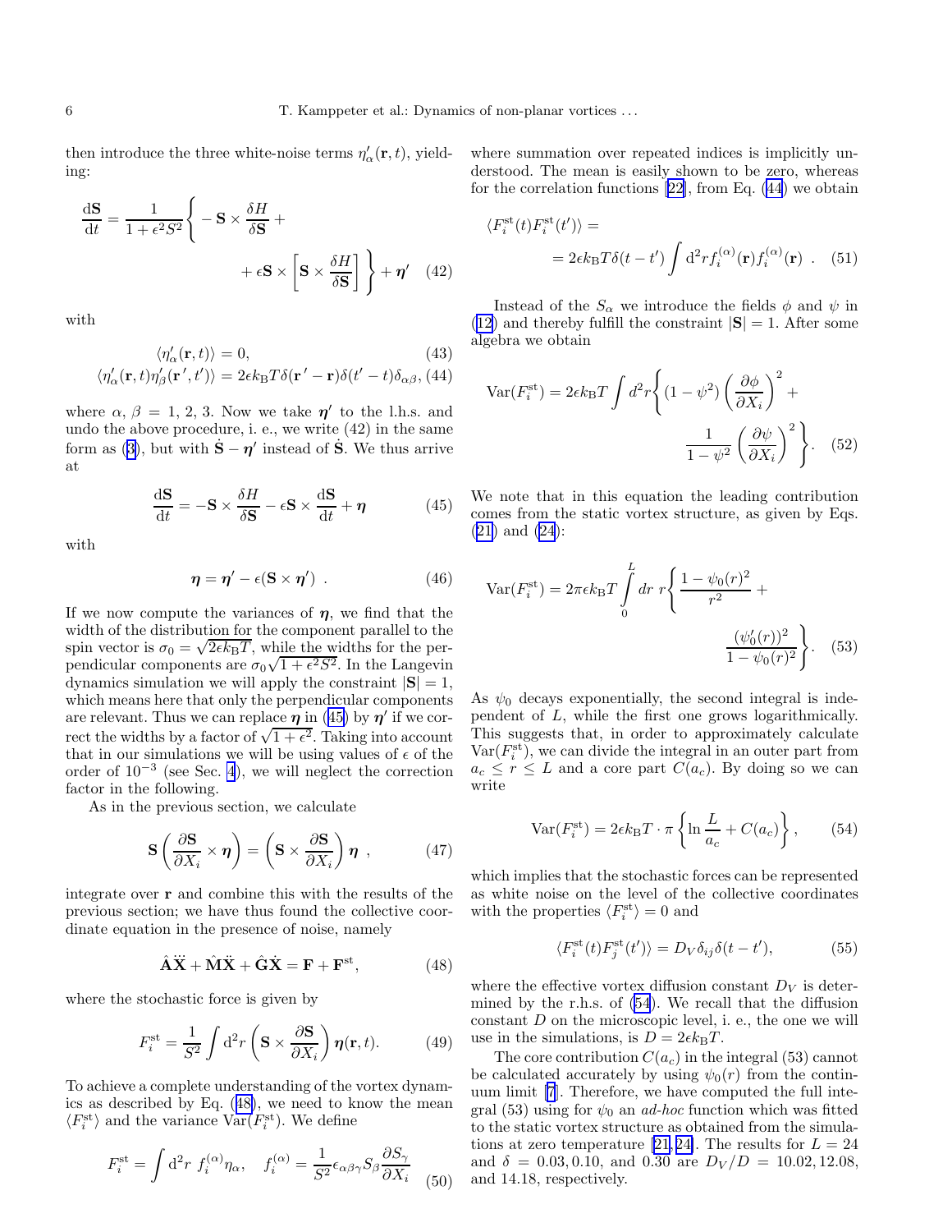then introduce the three white-noise terms $\eta'_\alpha(\mathbf{r},t)$, yielding:

$$\frac{\mathrm{d}\mathbf{S}}{\mathrm{d}t} = \frac{1}{1+\epsilon^2 S^2}\Bigg\{ -\mathbf{S}\times\frac{\delta H}{\delta \mathbf{S}} + + \epsilon \mathbf{S}\times\left[\mathbf{S}\times\frac{\delta H}{\delta \mathbf{S}}\right]\Bigg\} + \boldsymbol{\eta}' \quad (42)$$

with

$$\langle \eta'_\alpha(\mathbf{r},t)\rangle = 0, \quad (43)$$

$$\langle \eta'_\alpha(\mathbf{r},t)\eta'_\beta(\mathbf{r}',t')\rangle = 2\epsilon k_\mathrm{B}T\delta(\mathbf{r}'-\mathbf{r})\delta(t'-t)\delta_{\alpha\beta}, \quad (44)$$

where $\alpha$, $\beta$ = 1, 2, 3. Now we take $\boldsymbol{\eta}'$ to the l.h.s. and undo the above procedure, i. e., we write (42) in the same form as (3), but with $\dot{\mathbf{S}}-\boldsymbol{\eta}'$ instead of $\dot{\mathbf{S}}$. We thus arrive at

$$\frac{\mathrm{d}\mathbf{S}}{\mathrm{d}t} = -\mathbf{S}\times\frac{\delta H}{\delta\mathbf{S}} - \epsilon\mathbf{S}\times\frac{\mathrm{d}\mathbf{S}}{\mathrm{d}t} + \boldsymbol{\eta} \quad (45)$$

with

$$\boldsymbol{\eta} = \boldsymbol{\eta}' - \epsilon(\mathbf{S}\times\boldsymbol{\eta}') \ . \quad (46)$$

If we now compute the variances of $\boldsymbol{\eta}$, we find that the width of the distribution for the component parallel to the spin vector is $\sigma_0 = \sqrt{2\epsilon k_\mathrm{B}T}$, while the widths for the perpendicular components are $\sigma_0\sqrt{1+\epsilon^2S^2}$. In the Langevin dynamics simulation we will apply the constraint $|\mathbf{S}| = 1$, which means here that only the perpendicular components are relevant. Thus we can replace $\boldsymbol{\eta}$ in (45) by $\boldsymbol{\eta}'$ if we correct the widths by a factor of $\sqrt{1+\epsilon^2}$. Taking into account that in our simulations we will be using values of $\epsilon$ of the order of $10^{-3}$ (see Sec. 4), we will neglect the correction factor in the following.

As in the previous section, we calculate

$$\mathbf{S}\left(\frac{\partial\mathbf{S}}{\partial X_i}\times\boldsymbol{\eta}\right) = \left(\mathbf{S}\times\frac{\partial\mathbf{S}}{\partial X_i}\right)\boldsymbol{\eta} \ , \quad (47)$$

integrate over $\mathbf{r}$ and combine this with the results of the previous section; we have thus found the collective coordinate equation in the presence of noise, namely

$$\hat{\mathbf{A}}\dddot{\mathbf{X}} + \hat{\mathbf{M}}\ddot{\mathbf{X}} + \hat{\mathbf{G}}\dot{\mathbf{X}} = \mathbf{F} + \mathbf{F}^\mathrm{st}, \quad (48)$$

where the stochastic force is given by

$$F_i^\mathrm{st} = \frac{1}{S^2}\int \mathrm{d}^2r\left(\mathbf{S}\times\frac{\partial\mathbf{S}}{\partial X_i}\right)\boldsymbol{\eta}(\mathbf{r},t). \quad (49)$$

To achieve a complete understanding of the vortex dynamics as described by Eq. (48), we need to know the mean $\langle F_i^\mathrm{st}\rangle$ and the variance $\mathrm{Var}(F_i^\mathrm{st})$. We define

$$F_i^\mathrm{st} = \int \mathrm{d}^2r \ f_i^{(\alpha)}\eta_\alpha, \quad f_i^{(\alpha)} = \frac{1}{S^2}\epsilon_{\alpha\beta\gamma}S_\beta\frac{\partial S_\gamma}{\partial X_i} \quad (50)$$

where summation over repeated indices is implicitly understood. The mean is easily shown to be zero, whereas for the correlation functions [22], from Eq. (44) we obtain

$$\langle F_i^\mathrm{st}(t)F_i^\mathrm{st}(t')\rangle = = 2\epsilon k_\mathrm{B}T\delta(t-t')\int \mathrm{d}^2r f_i^{(\alpha)}(\mathbf{r})f_i^{(\alpha)}(\mathbf{r}) \ . \quad (51)$$

Instead of the $S_\alpha$ we introduce the fields $\phi$ and $\psi$ in (12) and thereby fulfill the constraint $|\mathbf{S}| = 1$. After some algebra we obtain

$$\mathrm{Var}(F_i^\mathrm{st}) = 2\epsilon k_\mathrm{B}T\int d^2r\Bigg\{(1-\psi^2)\left(\frac{\partial\phi}{\partial X_i}\right)^2 + \frac{1}{1-\psi^2}\left(\frac{\partial\psi}{\partial X_i}\right)^2\Bigg\}. \quad (52)$$

We note that in this equation the leading contribution comes from the static vortex structure, as given by Eqs. (21) and (24):

$$\mathrm{Var}(F_i^\mathrm{st}) = 2\pi\epsilon k_\mathrm{B}T\int_0^L dr \ r\Bigg\{\frac{1-\psi_0(r)^2}{r^2} + \frac{(\psi_0'(r))^2}{1-\psi_0(r)^2}\Bigg\}. \quad (53)$$

As $\psi_0$ decays exponentially, the second integral is independent of $L$, while the first one grows logarithmically. This suggests that, in order to approximately calculate $\mathrm{Var}(F_i^\mathrm{st})$, we can divide the integral in an outer part from $a_c \le r \le L$ and a core part $C(a_c)$. By doing so we can write

$$\mathrm{Var}(F_i^\mathrm{st}) = 2\epsilon k_\mathrm{B}T\cdot\pi\left\{\ln\frac{L}{a_c} + C(a_c)\right\}, \quad (54)$$

which implies that the stochastic forces can be represented as white noise on the level of the collective coordinates with the properties $\langle F_i^\mathrm{st}\rangle = 0$ and

$$\langle F_i^\mathrm{st}(t)F_j^\mathrm{st}(t')\rangle = D_V\delta_{ij}\delta(t-t'), \quad (55)$$

where the effective vortex diffusion constant $D_V$ is determined by the r.h.s. of (54). We recall that the diffusion constant $D$ on the microscopic level, i. e., the one we will use in the simulations, is $D = 2\epsilon k_\mathrm{B}T$.

The core contribution $C(a_c)$ in the integral (53) cannot be calculated accurately by using $\psi_0(r)$ from the continuum limit [7]. Therefore, we have computed the full integral (53) using for $\psi_0$ an *ad-hoc* function which was fitted to the static vortex structure as obtained from the simulations at zero temperature [21,24]. The results for $L = 24$ and $\delta = 0.03, 0.10$, and $0.30$ are $D_V/D = 10.02, 12.08$, and $14.18$, respectively.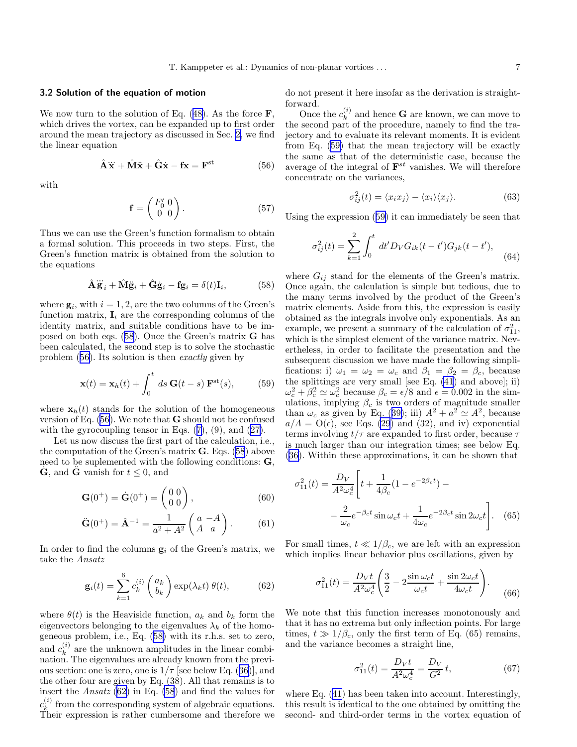### 3.2 Solution of the equation of motion

We now turn to the solution of Eq. (48). As the force $\mathbf{F}$, which drives the vortex, can be expanded up to first order around the mean trajectory as discussed in Sec. 2, we find the linear equation

$$\hat{\mathbf{A}}\dddot{\mathbf{x}} + \hat{\mathbf{M}}\ddot{\mathbf{x}} + \hat{\mathbf{G}}\dot{\mathbf{x}} - \mathbf{f}\mathbf{x} = \mathbf{F}^{\rm st} \tag{56}$$

with

$$\mathbf{f} = \begin{pmatrix} F_0' & 0 \\ 0 & 0 \end{pmatrix}. \tag{57}$$

Thus we can use the Green's function formalism to obtain a formal solution. This proceeds in two steps. First, the Green's function matrix is obtained from the solution to the equations

$$\hat{\mathbf{A}}\dddot{\mathbf{g}}_i + \hat{\mathbf{M}}\ddot{\mathbf{g}}_i + \hat{\mathbf{G}}\dot{\mathbf{g}}_i - \mathbf{f}\mathbf{g}_i = \delta(t)\mathbf{I}_i, \tag{58}$$

where $\mathbf{g}_i$, with $i = 1, 2$, are the two columns of the Green's function matrix, $\mathbf{I}_i$ are the corresponding columns of the identity matrix, and suitable conditions have to be imposed on both eqs. (58). Once the Green's matrix $\mathbf{G}$ has been calculated, the second step is to solve the stochastic problem (56). Its solution is then *exactly* given by

$$\mathbf{x}(t) = \mathbf{x}_h(t) + \int_0^t ds\, \mathbf{G}(t-s)\, \mathbf{F}^{\rm st}(s), \tag{59}$$

where $\mathbf{x}_h(t)$ stands for the solution of the homogeneous version of Eq. (56). We note that $\mathbf{G}$ should not be confused with the gyrocoupling tensor in Eqs. (7), (9), and (27).

Let us now discuss the first part of the calculation, i.e., the computation of the Green's matrix $\mathbf{G}$. Eqs. (58) above need to be suplemented with the following conditions: $\mathbf{G}$, $\dot{\mathbf{G}}$, and $\ddot{\mathbf{G}}$ vanish for $t \leq 0$, and

$$\mathbf{G}(0^+) = \dot{\mathbf{G}}(0^+) = \begin{pmatrix} 0 & 0 \\ 0 & 0 \end{pmatrix}, \tag{60}$$

$$\ddot{\mathbf{G}}(0^+) = \hat{\mathbf{A}}^{-1} = \frac{1}{a^2 + A^2}\begin{pmatrix} a & -A \\ A & a \end{pmatrix}. \tag{61}$$

In order to find the columns $\mathbf{g}_i$ of the Green's matrix, we take the *Ansatz*

$$\mathbf{g}_i(t) = \sum_{k=1}^{6} c_k^{(i)} \begin{pmatrix} a_k \\ b_k \end{pmatrix} \exp(\lambda_k t)\, \theta(t), \tag{62}$$

where $\theta(t)$ is the Heaviside function, $a_k$ and $b_k$ form the eigenvectors belonging to the eigenvalues $\lambda_k$ of the homogeneous problem, i.e., Eq. (58) with its r.h.s. set to zero, and $c_k^{(i)}$ are the unknown amplitudes in the linear combination. The eigenvalues are already known from the previous section: one is zero, one is $1/\tau$ [see below Eq. (36)], and the other four are given by Eq. (38). All that remains is to insert the *Ansatz* (62) in Eq. (58) and find the values for $c_k^{(i)}$ from the corresponding system of algebraic equations. Their expression is rather cumbersome and therefore we do not present it here insofar as the derivation is straightforward.

Once the $c_k^{(i)}$ and hence $\mathbf{G}$ are known, we can move to the second part of the procedure, namely to find the trajectory and to evaluate its relevant moments. It is evident from Eq. (59) that the mean trajectory will be exactly the same as that of the deterministic case, because the average of the integral of $\mathbf{F}^{st}$ vanishes. We will therefore concentrate on the variances,

$$\sigma_{ij}^2(t) = \langle x_i x_j \rangle - \langle x_i \rangle \langle x_j \rangle. \tag{63}$$

Using the expression (59) it can immediately be seen that

$$\sigma_{ij}^2(t) = \sum_{k=1}^{2} \int_0^t dt' D_V G_{ik}(t-t') G_{jk}(t-t'), \tag{64}$$

where $G_{ij}$ stand for the elements of the Green's matrix. Once again, the calculation is simple but tedious, due to the many terms involved by the product of the Green's matrix elements. Aside from this, the expression is easily obtained as the integrals involve only exponentials. As an example, we present a summary of the calculation of $\sigma_{11}^2$, which is the simplest element of the variance matrix. Nevertheless, in order to facilitate the presentation and the subsequent discussion we have made the following simplifications: i) $\omega_1 = \omega_2 = \omega_c$ and $\beta_1 = \beta_2 = \beta_c$, because the splittings are very small [see Eq. (41) and above]; ii) $\omega_c^2 + \beta_c^2 \simeq \omega_c^2$ because $\beta_c = \epsilon/8$ and $\epsilon = 0.002$ in the simulations, implying $\beta_c$ is two orders of magnitude smaller than $\omega_c$ as given by Eq. (39); iii) $A^2 + a^2 \simeq A^2$, because $a/A = \mathrm{O}(\epsilon)$, see Eqs. (29) and (32), and iv) exponential terms involving $t/\tau$ are expanded to first order, because $\tau$ is much larger than our integration times; see below Eq. (36). Within these approximations, it can be shown that

$$\sigma_{11}^2(t) = \frac{D_V}{A^2\omega_c^4}\bigg[ t + \frac{1}{4\beta_c}(1 - e^{-2\beta_c t}) - \\ - \frac{2}{\omega_c} e^{-\beta_c t} \sin \omega_c t + \frac{1}{4\omega_c} e^{-2\beta_c t} \sin 2\omega_c t \bigg]. \tag{65}$$

For small times, $t \ll 1/\beta_c$, we are left with an expression which implies linear behavior plus oscillations, given by

$$\sigma_{11}^2(t) = \frac{D_V t}{A^2\omega_c^4}\left( \frac{3}{2} - 2\frac{\sin \omega_c t}{\omega_c t} + \frac{\sin 2\omega_c t}{4\omega_c t} \right). \tag{66}$$

We note that this function increases monotonously and that it has no extrema but only inflection points. For large times, $t \gg 1/\beta_c$, only the first term of Eq. (65) remains, and the variance becomes a straight line,

$$\sigma_{11}^2(t) = \frac{D_V t}{A^2\omega_c^4} = \frac{D_V}{G^2}\, t, \tag{67}$$

where Eq. (41) has been taken into account. Interestingly, this result is identical to the one obtained by omitting the second- and third-order terms in the vortex equation of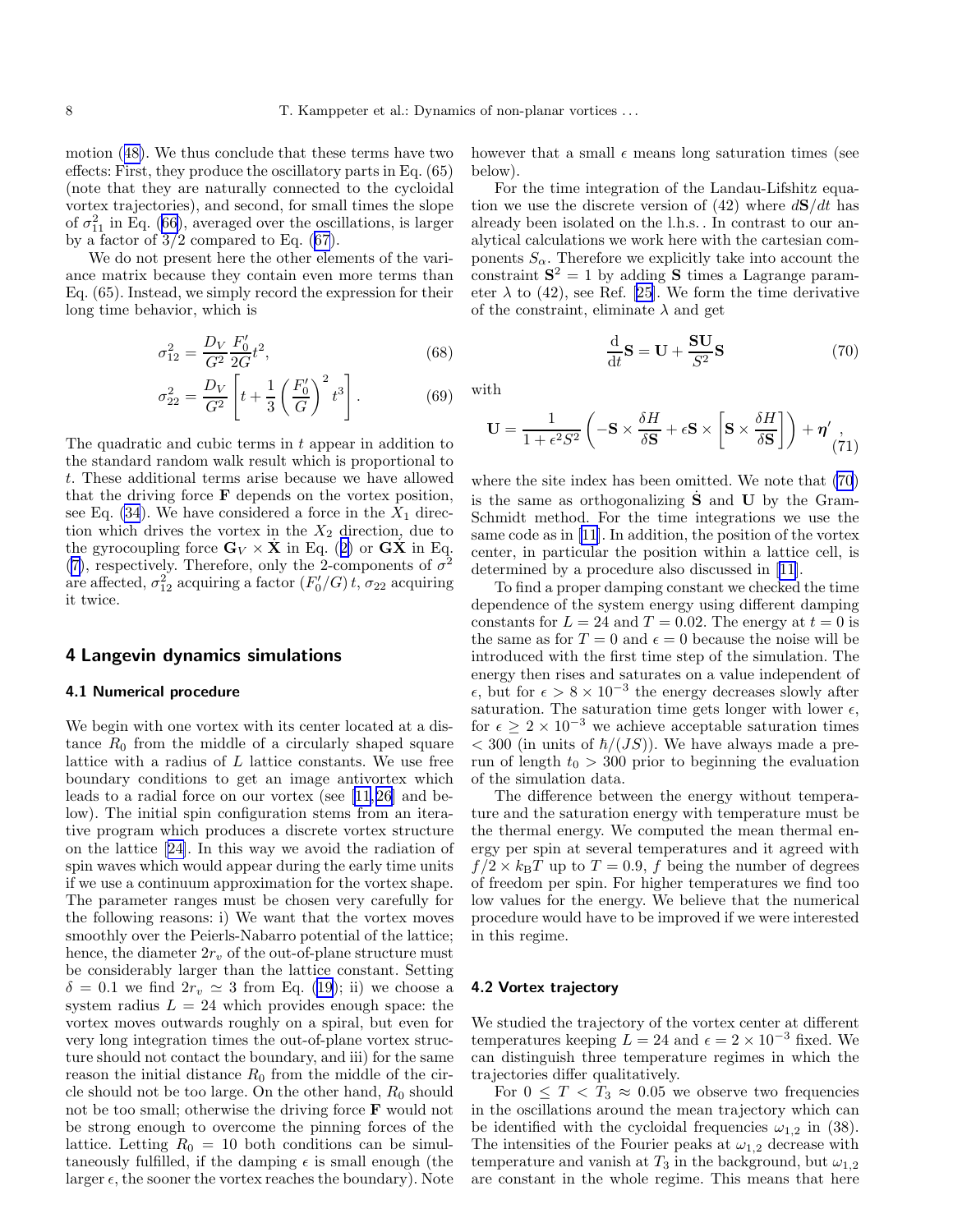motion (48). We thus conclude that these terms have two effects: First, they produce the oscillatory parts in Eq. (65) (note that they are naturally connected to the cycloidal vortex trajectories), and second, for small times the slope of $\sigma_{11}^2$ in Eq. (66), averaged over the oscillations, is larger by a factor of 3/2 compared to Eq. (67).

We do not present here the other elements of the variance matrix because they contain even more terms than Eq. (65). Instead, we simply record the expression for their long time behavior, which is

$$\sigma_{12}^2 = \frac{D_V}{G^2}\frac{F_0'}{2G}t^2, \tag{68}$$

$$\sigma_{22}^2 = \frac{D_V}{G^2}\left[t + \frac{1}{3}\left(\frac{F_0'}{G}\right)^2 t^3\right]. \tag{69}$$

The quadratic and cubic terms in $t$ appear in addition to the standard random walk result which is proportional to $t$. These additional terms arise because we have allowed that the driving force $\mathbf{F}$ depends on the vortex position, see Eq. (34). We have considered a force in the $X_1$ direction which drives the vortex in the $X_2$ direction, due to the gyrocoupling force $\mathbf{G}_V \times \dot{\mathbf{X}}$ in Eq. (2) or $\mathsf{G}\dot{\mathbf{X}}$ in Eq. (7), respectively. Therefore, only the 2-components of $\sigma^2$ are affected, $\sigma_{12}^2$ acquiring a factor $(F_0'/G)\,t$, $\sigma_{22}$ acquiring it twice.

## 4 Langevin dynamics simulations

### 4.1 Numerical procedure

We begin with one vortex with its center located at a distance $R_0$ from the middle of a circularly shaped square lattice with a radius of $L$ lattice constants. We use free boundary conditions to get an image antivortex which leads to a radial force on our vortex (see [11,26] and below). The initial spin configuration stems from an iterative program which produces a discrete vortex structure on the lattice [24]. In this way we avoid the radiation of spin waves which would appear during the early time units if we use a continuum approximation for the vortex shape. The parameter ranges must be chosen very carefully for the following reasons: i) We want that the vortex moves smoothly over the Peierls-Nabarro potential of the lattice; hence, the diameter $2r_v$ of the out-of-plane structure must be considerably larger than the lattice constant. Setting $\delta = 0.1$ we find $2r_v \simeq 3$ from Eq. (19); ii) we choose a system radius $L = 24$ which provides enough space: the vortex moves outwards roughly on a spiral, but even for very long integration times the out-of-plane vortex structure should not contact the boundary, and iii) for the same reason the initial distance $R_0$ from the middle of the circle should not be too large. On the other hand, $R_0$ should not be too small; otherwise the driving force $\mathbf{F}$ would not be strong enough to overcome the pinning forces of the lattice. Letting $R_0 = 10$ both conditions can be simultaneously fulfilled, if the damping $\epsilon$ is small enough (the larger $\epsilon$, the sooner the vortex reaches the boundary). Note however that a small $\epsilon$ means long saturation times (see below).

For the time integration of the Landau-Lifshitz equation we use the discrete version of (42) where $d\mathbf{S}/dt$ has already been isolated on the l.h.s.. In contrast to our analytical calculations we work here with the cartesian components $S_\alpha$. Therefore we explicitly take into account the constraint $\mathbf{S}^2 = 1$ by adding $\mathbf{S}$ times a Lagrange parameter $\lambda$ to (42), see Ref. [25]. We form the time derivative of the constraint, eliminate $\lambda$ and get

$$\frac{\mathrm{d}}{\mathrm{d}t}\mathbf{S} = \mathbf{U} + \frac{\mathbf{SU}}{S^2}\mathbf{S} \tag{70}$$

with

$$\mathbf{U} = \frac{1}{1+\epsilon^2 S^2}\left(-\mathbf{S}\times\frac{\delta H}{\delta \mathbf{S}} + \epsilon\mathbf{S}\times\left[\mathbf{S}\times\frac{\delta H}{\delta \mathbf{S}}\right]\right) + \boldsymbol{\eta}', \tag{71}$$

where the site index has been omitted. We note that (70) is the same as orthogonalizing $\dot{\mathbf{S}}$ and $\mathbf{U}$ by the Gram-Schmidt method. For the time integrations we use the same code as in [11]. In addition, the position of the vortex center, in particular the position within a lattice cell, is determined by a procedure also discussed in [11].

To find a proper damping constant we checked the time dependence of the system energy using different damping constants for $L = 24$ and $T = 0.02$. The energy at $t = 0$ is the same as for $T = 0$ and $\epsilon = 0$ because the noise will be introduced with the first time step of the simulation. The energy then rises and saturates on a value independent of $\epsilon$, but for $\epsilon > 8 \times 10^{-3}$ the energy decreases slowly after saturation. The saturation time gets longer with lower $\epsilon$, for $\epsilon \geq 2 \times 10^{-3}$ we achieve acceptable saturation times $< 300$ (in units of $\hbar/(JS)$). We have always made a prerun of length $t_0 > 300$ prior to beginning the evaluation of the simulation data.

The difference between the energy without temperature and the saturation energy with temperature must be the thermal energy. We computed the mean thermal energy per spin at several temperatures and it agreed with $f/2 \times k_\mathrm{B}T$ up to $T = 0.9$, $f$ being the number of degrees of freedom per spin. For higher temperatures we find too low values for the energy. We believe that the numerical procedure would have to be improved if we were interested in this regime.

### 4.2 Vortex trajectory

We studied the trajectory of the vortex center at different temperatures keeping $L = 24$ and $\epsilon = 2 \times 10^{-3}$ fixed. We can distinguish three temperature regimes in which the trajectories differ qualitatively.

For $0 \leq T < T_3 \approx 0.05$ we observe two frequencies in the oscillations around the mean trajectory which can be identified with the cycloidal frequencies $\omega_{1,2}$ in (38). The intensities of the Fourier peaks at $\omega_{1,2}$ decrease with temperature and vanish at $T_3$ in the background, but $\omega_{1,2}$ are constant in the whole regime. This means that here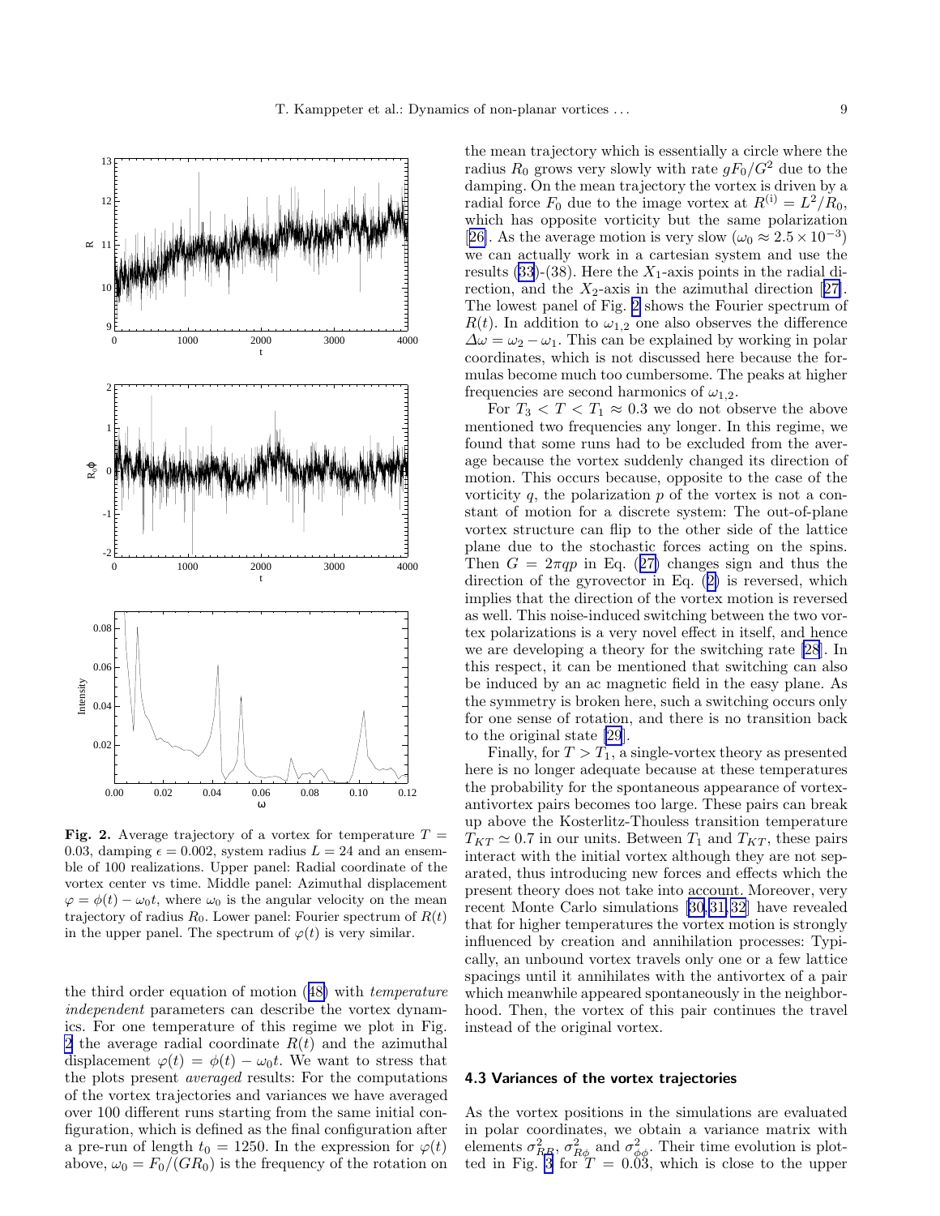**Fig. 2.** Average trajectory of a vortex for temperature $T = 0.03$, damping $\epsilon = 0.002$, system radius $L = 24$ and an ensemble of 100 realizations. Upper panel: Radial coordinate of the vortex center vs time. Middle panel: Azimuthal displacement $\varphi = \phi(t) - \omega_0 t$, where $\omega_0$ is the angular velocity on the mean trajectory of radius $R_0$. Lower panel: Fourier spectrum of $R(t)$ in the upper panel. The spectrum of $\varphi(t)$ is very similar.

the third order equation of motion (48) with *temperature independent* parameters can describe the vortex dynamics. For one temperature of this regime we plot in Fig. 2 the average radial coordinate $R(t)$ and the azimuthal displacement $\varphi(t) = \phi(t) - \omega_0 t$. We want to stress that the plots present *averaged* results: For the computations of the vortex trajectories and variances we have averaged over 100 different runs starting from the same initial configuration, which is defined as the final configuration after a pre-run of length $t_0 = 1250$. In the expression for $\varphi(t)$ above, $\omega_0 = F_0/(GR_0)$ is the frequency of the rotation on the mean trajectory which is essentially a circle where the radius $R_0$ grows very slowly with rate $gF_0/G^2$ due to the damping. On the mean trajectory the vortex is driven by a radial force $F_0$ due to the image vortex at $R^{(i)} = L^2/R_0$, which has opposite vorticity but the same polarization [26]. As the average motion is very slow ($\omega_0 \approx 2.5 \times 10^{-3}$) we can actually work in a cartesian system and use the results (33)-(38). Here the $X_1$-axis points in the radial direction, and the $X_2$-axis in the azimuthal direction [27]. The lowest panel of Fig. 2 shows the Fourier spectrum of $R(t)$. In addition to $\omega_{1,2}$ one also observes the difference $\Delta\omega = \omega_2 - \omega_1$. This can be explained by working in polar coordinates, which is not discussed here because the formulas become much too cumbersome. The peaks at higher frequencies are second harmonics of $\omega_{1,2}$.

For $T_3 < T < T_1 \approx 0.3$ we do not observe the above mentioned two frequencies any longer. In this regime, we found that some runs had to be excluded from the average because the vortex suddenly changed its direction of motion. This occurs because, opposite to the case of the vorticity $q$, the polarization $p$ of the vortex is not a constant of motion for a discrete system: The out-of-plane vortex structure can flip to the other side of the lattice plane due to the stochastic forces acting on the spins. Then $G = 2\pi qp$ in Eq. (27) changes sign and thus the direction of the gyrovector in Eq. (2) is reversed, which implies that the direction of the vortex motion is reversed as well. This noise-induced switching between the two vortex polarizations is a very novel effect in itself, and hence we are developing a theory for the switching rate [28]. In this respect, it can be mentioned that switching can also be induced by an ac magnetic field in the easy plane. As the symmetry is broken here, such a switching occurs only for one sense of rotation, and there is no transition back to the original state [29].

Finally, for $T > T_1$, a single-vortex theory as presented here is no longer adequate because at these temperatures the probability for the spontaneous appearance of vortex-antivortex pairs becomes too large. These pairs can break up above the Kosterlitz-Thouless transition temperature $T_{KT} \simeq 0.7$ in our units. Between $T_1$ and $T_{KT}$, these pairs interact with the initial vortex although they are not separated, thus introducing new forces and effects which the present theory does not take into account. Moreover, very recent Monte Carlo simulations [30,31,32] have revealed that for higher temperatures the vortex motion is strongly influenced by creation and annihilation processes: Typically, an unbound vortex travels only one or a few lattice spacings until it annihilates with the antivortex of a pair which meanwhile appeared spontaneously in the neighborhood. Then, the vortex of this pair continues the travel instead of the original vortex.

### 4.3 Variances of the vortex trajectories

As the vortex positions in the simulations are evaluated in polar coordinates, we obtain a variance matrix with elements $\sigma^2_{RR}$, $\sigma^2_{R\phi}$ and $\sigma^2_{\phi\phi}$. Their time evolution is plotted in Fig. 3 for $T = 0.03$, which is close to the upper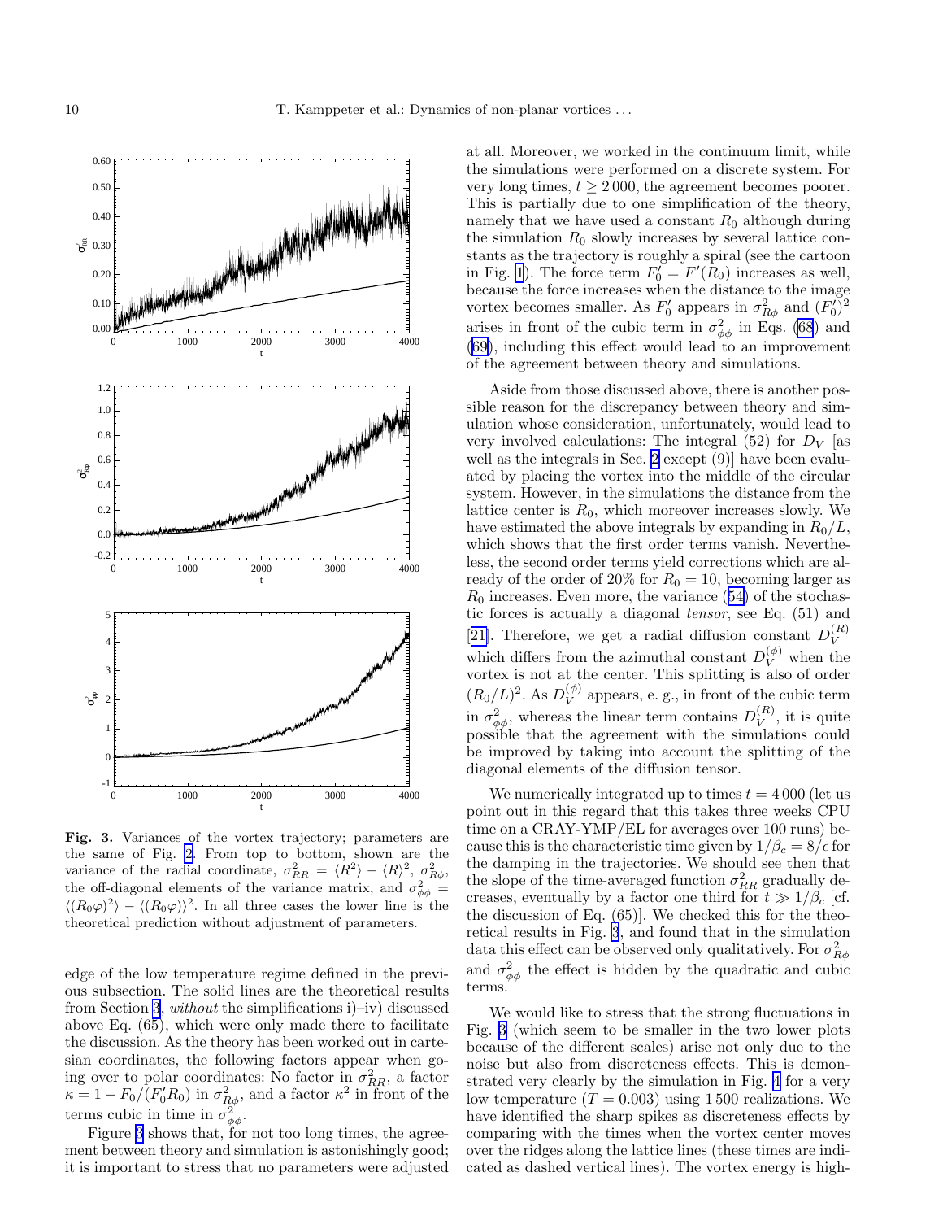**Fig. 3.** Variances of the vortex trajectory; parameters are the same of Fig. 2. From top to bottom, shown are the variance of the radial coordinate, $\sigma^2_{RR} = \langle R^2 \rangle - \langle R \rangle^2$, $\sigma^2_{R\phi}$, the off-diagonal elements of the variance matrix, and $\sigma^2_{\phi\phi} = \langle (R_0\varphi)^2 \rangle - \langle (R_0\varphi) \rangle^2$. In all three cases the lower line is the theoretical prediction without adjustment of parameters.

edge of the low temperature regime defined in the previous subsection. The solid lines are the theoretical results from Section 3, *without* the simplifications i)–iv) discussed above Eq. (65), which were only made there to facilitate the discussion. As the theory has been worked out in cartesian coordinates, the following factors appear when going over to polar coordinates: No factor in $\sigma^2_{RR}$, a factor $\kappa = 1 - F_0/(F_0' R_0)$ in $\sigma^2_{R\phi}$, and a factor $\kappa^2$ in front of the terms cubic in time in $\sigma^2_{\phi\phi}$.

Figure 3 shows that, for not too long times, the agreement between theory and simulation is astonishingly good; it is important to stress that no parameters were adjusted at all. Moreover, we worked in the continuum limit, while the simulations were performed on a discrete system. For very long times, $t \geq 2\,000$, the agreement becomes poorer. This is partially due to one simplification of the theory, namely that we have used a constant $R_0$ although during the simulation $R_0$ slowly increases by several lattice constants as the trajectory is roughly a spiral (see the cartoon in Fig. 1). The force term $F_0' = F'(R_0)$ increases as well, because the force increases when the distance to the image vortex becomes smaller. As $F_0'$ appears in $\sigma^2_{R\phi}$ and $(F_0')^2$ arises in front of the cubic term in $\sigma^2_{\phi\phi}$ in Eqs. (68) and (69), including this effect would lead to an improvement of the agreement between theory and simulations.

Aside from those discussed above, there is another possible reason for the discrepancy between theory and simulation whose consideration, unfortunately, would lead to very involved calculations: The integral (52) for $D_V$ [as well as the integrals in Sec. 2 except (9)] have been evaluated by placing the vortex into the middle of the circular system. However, in the simulations the distance from the lattice center is $R_0$, which moreover increases slowly. We have estimated the above integrals by expanding in $R_0/L$, which shows that the first order terms vanish. Nevertheless, the second order terms yield corrections which are already of the order of 20% for $R_0 = 10$, becoming larger as $R_0$ increases. Even more, the variance (54) of the stochastic forces is actually a diagonal *tensor*, see Eq. (51) and [21]. Therefore, we get a radial diffusion constant $D_V^{(R)}$ which differs from the azimuthal constant $D_V^{(\phi)}$ when the vortex is not at the center. This splitting is also of order $(R_0/L)^2$. As $D_V^{(\phi)}$ appears, e. g., in front of the cubic term in $\sigma^2_{\phi\phi}$, whereas the linear term contains $D_V^{(R)}$, it is quite possible that the agreement with the simulations could be improved by taking into account the splitting of the diagonal elements of the diffusion tensor.

We numerically integrated up to times $t = 4\,000$ (let us point out in this regard that this takes three weeks CPU time on a CRAY-YMP/EL for averages over 100 runs) because this is the characteristic time given by $1/\beta_c = 8/\epsilon$ for the damping in the trajectories. We should see then that the slope of the time-averaged function $\sigma^2_{RR}$ gradually decreases, eventually by a factor one third for $t \gg 1/\beta_c$ [cf. the discussion of Eq. (65)]. We checked this for the theoretical results in Fig. 3, and found that in the simulation data this effect can be observed only qualitatively. For $\sigma^2_{R\phi}$ and $\sigma^2_{\phi\phi}$ the effect is hidden by the quadratic and cubic terms.

We would like to stress that the strong fluctuations in Fig. 3 (which seem to be smaller in the two lower plots because of the different scales) arise not only due to the noise but also from discreteness effects. This is demonstrated very clearly by the simulation in Fig. 4 for a very low temperature ($T = 0.003$) using 1 500 realizations. We have identified the sharp spikes as discreteness effects by comparing with the times when the vortex center moves over the ridges along the lattice lines (these times are indicated as dashed vertical lines). The vortex energy is high-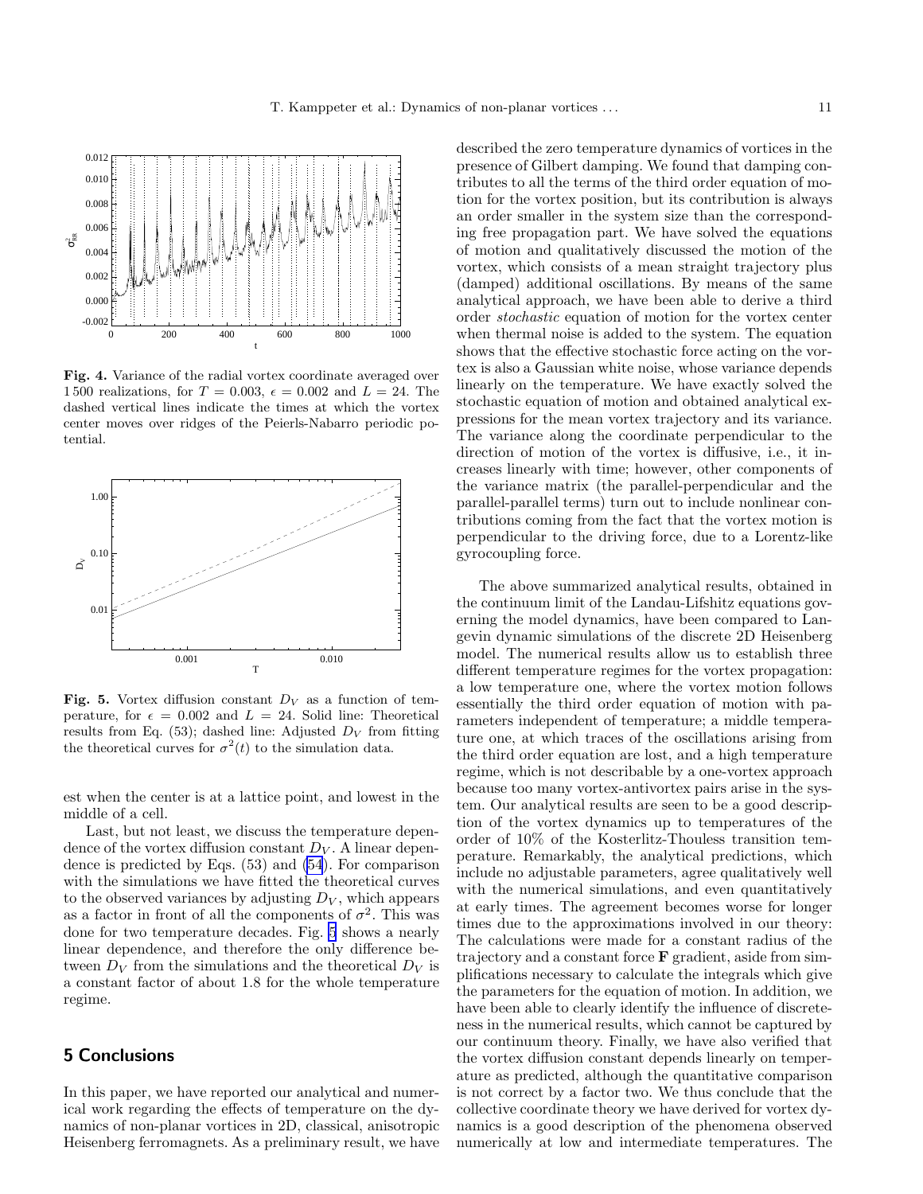**Fig. 4.** Variance of the radial vortex coordinate averaged over 1 500 realizations, for $T = 0.003$, $\epsilon = 0.002$ and $L = 24$. The dashed vertical lines indicate the times at which the vortex center moves over ridges of the Peierls-Nabarro periodic potential.

**Fig. 5.** Vortex diffusion constant $D_V$ as a function of temperature, for $\epsilon = 0.002$ and $L = 24$. Solid line: Theoretical results from Eq. (53); dashed line: Adjusted $D_V$ from fitting the theoretical curves for $\sigma^2(t)$ to the simulation data.

est when the center is at a lattice point, and lowest in the middle of a cell.

Last, but not least, we discuss the temperature dependence of the vortex diffusion constant $D_V$. A linear dependence is predicted by Eqs. (53) and (54). For comparison with the simulations we have fitted the theoretical curves to the observed variances by adjusting $D_V$, which appears as a factor in front of all the components of $\sigma^2$. This was done for two temperature decades. Fig. 5 shows a nearly linear dependence, and therefore the only difference between $D_V$ from the simulations and the theoretical $D_V$ is a constant factor of about 1.8 for the whole temperature regime.

## 5 Conclusions

In this paper, we have reported our analytical and numerical work regarding the effects of temperature on the dynamics of non-planar vortices in 2D, classical, anisotropic Heisenberg ferromagnets. As a preliminary result, we have described the zero temperature dynamics of vortices in the presence of Gilbert damping. We found that damping contributes to all the terms of the third order equation of motion for the vortex position, but its contribution is always an order smaller in the system size than the corresponding free propagation part. We have solved the equations of motion and qualitatively discussed the motion of the vortex, which consists of a mean straight trajectory plus (damped) additional oscillations. By means of the same analytical approach, we have been able to derive a third order *stochastic* equation of motion for the vortex center when thermal noise is added to the system. The equation shows that the effective stochastic force acting on the vortex is also a Gaussian white noise, whose variance depends linearly on the temperature. We have exactly solved the stochastic equation of motion and obtained analytical expressions for the mean vortex trajectory and its variance. The variance along the coordinate perpendicular to the direction of motion of the vortex is diffusive, i.e., it increases linearly with time; however, other components of the variance matrix (the parallel-perpendicular and the parallel-parallel terms) turn out to include nonlinear contributions coming from the fact that the vortex motion is perpendicular to the driving force, due to a Lorentz-like gyrocoupling force.

The above summarized analytical results, obtained in the continuum limit of the Landau-Lifshitz equations governing the model dynamics, have been compared to Langevin dynamic simulations of the discrete 2D Heisenberg model. The numerical results allow us to establish three different temperature regimes for the vortex propagation: a low temperature one, where the vortex motion follows essentially the third order equation of motion with parameters independent of temperature; a middle temperature one, at which traces of the oscillations arising from the third order equation are lost, and a high temperature regime, which is not describable by a one-vortex approach because too many vortex-antivortex pairs arise in the system. Our analytical results are seen to be a good description of the vortex dynamics up to temperatures of the order of 10% of the Kosterlitz-Thouless transition temperature. Remarkably, the analytical predictions, which include no adjustable parameters, agree qualitatively well with the numerical simulations, and even quantitatively at early times. The agreement becomes worse for longer times due to the approximations involved in our theory: The calculations were made for a constant radius of the trajectory and a constant force $\mathbf{F}$ gradient, aside from simplifications necessary to calculate the integrals which give the parameters for the equation of motion. In addition, we have been able to clearly identify the influence of discreteness in the numerical results, which cannot be captured by our continuum theory. Finally, we have also verified that the vortex diffusion constant depends linearly on temperature as predicted, although the quantitative comparison is not correct by a factor two. We thus conclude that the collective coordinate theory we have derived for vortex dynamics is a good description of the phenomena observed numerically at low and intermediate temperatures. The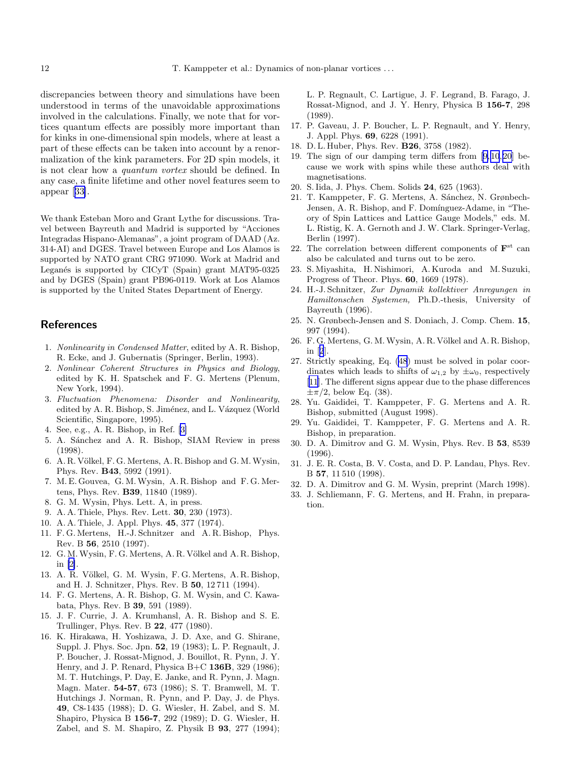discrepancies between theory and simulations have been understood in terms of the unavoidable approximations involved in the calculations. Finally, we note that for vortices quantum effects are possibly more important than for kinks in one-dimensional spin models, where at least a part of these effects can be taken into account by a renormalization of the kink parameters. For 2D spin models, it is not clear how a *quantum vortex* should be defined. In any case, a finite lifetime and other novel features seem to appear [33].

We thank Esteban Moro and Grant Lythe for discussions. Travel between Bayreuth and Madrid is supported by "Acciones Integradas Hispano-Alemanas", a joint program of DAAD (Az. 314-AI) and DGES. Travel between Europe and Los Alamos is supported by NATO grant CRG 971090. Work at Madrid and Leganés is supported by CICyT (Spain) grant MAT95-0325 and by DGES (Spain) grant PB96-0119. Work at Los Alamos is supported by the United States Department of Energy.

## References

1. *Nonlinearity in Condensed Matter*, edited by A. R. Bishop, R. Ecke, and J. Gubernatis (Springer, Berlin, 1993).
2. *Nonlinear Coherent Structures in Physics and Biology*, edited by K. H. Spatschek and F. G. Mertens (Plenum, New York, 1994).
3. *Fluctuation Phenomena: Disorder and Nonlinearity*, edited by A. R. Bishop, S. Jiménez, and L. Vázquez (World Scientific, Singapore, 1995).
4. See, e.g., A. R. Bishop, in Ref. [3]
5. A. Sánchez and A. R. Bishop, SIAM Review in press (1998).
6. A. R. Völkel, F. G. Mertens, A. R. Bishop and G. M. Wysin, Phys. Rev. **B43**, 5992 (1991).
7. M. E. Gouvea, G. M. Wysin, A. R. Bishop and F. G. Mertens, Phys. Rev. **B39**, 11840 (1989).
8. G. M. Wysin, Phys. Lett. A, in press.
9. A. A. Thiele, Phys. Rev. Lett. **30**, 230 (1973).
10. A. A. Thiele, J. Appl. Phys. **45**, 377 (1974).
11. F. G. Mertens, H.-J. Schnitzer and A. R. Bishop, Phys. Rev. B **56**, 2510 (1997).
12. G. M. Wysin, F. G. Mertens, A. R. Völkel and A. R. Bishop, in [2].
13. A. R. Völkel, G. M. Wysin, F. G. Mertens, A. R. Bishop, and H. J. Schnitzer, Phys. Rev. B **50**, 12 711 (1994).
14. F. G. Mertens, A. R. Bishop, G. M. Wysin, and C. Kawabata, Phys. Rev. B **39**, 591 (1989).
15. J. F. Currie, J. A. Krumhansl, A. R. Bishop and S. E. Trullinger, Phys. Rev. B **22**, 477 (1980).
16. K. Hirakawa, H. Yoshizawa, J. D. Axe, and G. Shirane, Suppl. J. Phys. Soc. Jpn. **52**, 19 (1983); L. P. Regnault, J. P. Boucher, J. Rossat-Mignod, J. Bouillot, R. Pynn, J. Y. Henry, and J. P. Renard, Physica B+C **136B**, 329 (1986); M. T. Hutchings, P. Day, E. Janke, and R. Pynn, J. Magn. Magn. Mater. **54-57**, 673 (1986); S. T. Bramwell, M. T. Hutchings J. Norman, R. Pynn, and P. Day, J. de Phys. **49**, C8-1435 (1988); D. G. Wiesler, H. Zabel, and S. M. Shapiro, Physica B **156-7**, 292 (1989); D. G. Wiesler, H. Zabel, and S. M. Shapiro, Z. Physik B **93**, 277 (1994); L. P. Regnault, C. Lartigue, J. F. Legrand, B. Farago, J. Rossat-Mignod, and J. Y. Henry, Physica B **156-7**, 298 (1989).
17. P. Gaveau, J. P. Boucher, L. P. Regnault, and Y. Henry, J. Appl. Phys. **69**, 6228 (1991).
18. D. L. Huber, Phys. Rev. **B26**, 3758 (1982).
19. The sign of our damping term differs from [9,10,20] because we work with spins while these authors deal with magnetisations.
20. S. Iida, J. Phys. Chem. Solids **24**, 625 (1963).
21. T. Kamppeter, F. G. Mertens, A. Sánchez, N. Grønbech-Jensen, A. R. Bishop, and F. Domínguez-Adame, in "Theory of Spin Lattices and Lattice Gauge Models," eds. M. L. Ristig, K. A. Gernoth and J. W. Clark. Springer-Verlag, Berlin (1997).
22. The correlation between different components of $\mathbf{F}^{\text{st}}$ can also be calculated and turns out to be zero.
23. S. Miyashita, H. Nishimori, A. Kuroda and M. Suzuki, Progress of Theor. Phys. **60**, 1669 (1978).
24. H.-J. Schnitzer, *Zur Dynamik kollektiver Anregungen in Hamiltonschen Systemen,* Ph.D.-thesis, University of Bayreuth (1996).
25. N. Grønbech-Jensen and S. Doniach, J. Comp. Chem. **15**, 997 (1994).
26. F. G. Mertens, G. M. Wysin, A. R. Völkel and A. R. Bishop, in [2].
27. Strictly speaking, Eq. (48) must be solved in polar coordinates which leads to shifts of $\omega_{1,2}$ by $\pm\omega_0$, respectively [11]. The different signs appear due to the phase differences $\pm\pi/2$, below Eq. (38).
28. Yu. Gaididei, T. Kamppeter, F. G. Mertens and A. R. Bishop, submitted (August 1998).
29. Yu. Gaididei, T. Kamppeter, F. G. Mertens and A. R. Bishop, in preparation.
30. D. A. Dimitrov and G. M. Wysin, Phys. Rev. B **53**, 8539 (1996).
31. J. E. R. Costa, B. V. Costa, and D. P. Landau, Phys. Rev. B **57**, 11 510 (1998).
32. D. A. Dimitrov and G. M. Wysin, preprint (March 1998).
33. J. Schliemann, F. G. Mertens, and H. Frahn, in preparation.